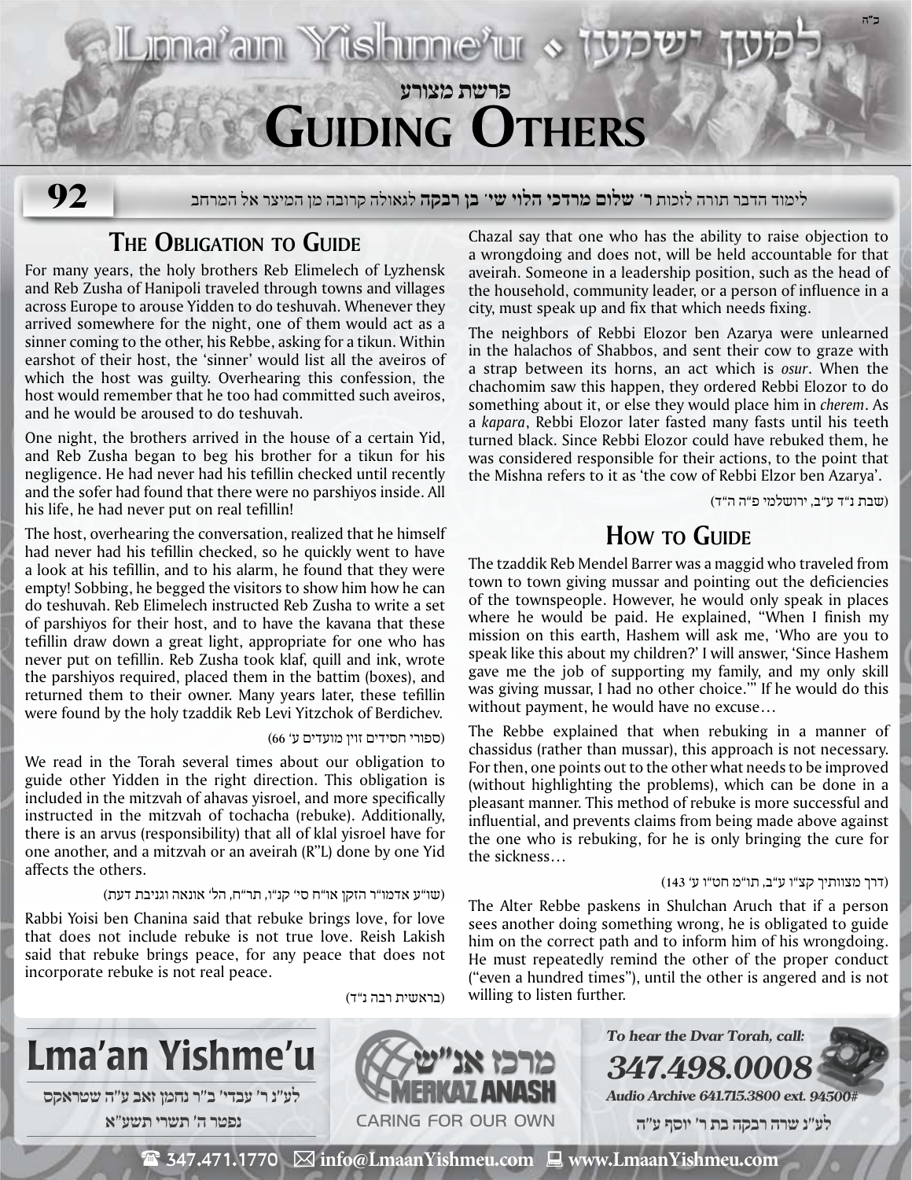ב"ה

# Lma'an Yishme'u • למען ישמעו

פרשת מצורע

# Guiding Others

92

לימוד הדבר תורה לזכות **ר' שלום מרדכי הלוי שי' בן רבקה** לגאולה קרובה מן המיצר אל המרחב

## The Obligation to Guide

For many years, the holy brothers Reb Elimelech of Lyzhensk and Reb Zusha of Hanipoli traveled through towns and villages across Europe to arouse Yidden to do teshuvah. Whenever they arrived somewhere for the night, one of them would act as a sinner coming to the other, his Rebbe, asking for a tikun. Within earshot of their host, the 'sinner' would list all the aveiros of which the host was guilty. Overhearing this confession, the host would remember that he too had committed such aveiros, and he would be aroused to do teshuvah.

One night, the brothers arrived in the house of a certain Yid, and Reb Zusha began to beg his brother for a tikun for his negligence. He had never had his tefillin checked until recently and the sofer had found that there were no parshiyos inside. All his life, he had never put on real tefillin!

The host, overhearing the conversation, realized that he himself had never had his tefillin checked, so he quickly went to have a look at his tefillin, and to his alarm, he found that they were empty! Sobbing, he begged the visitors to show him how he can do teshuvah. Reb Elimelech instructed Reb Zusha to write a set of parshiyos for their host, and to have the kavana that these tefillin draw down a great light, appropriate for one who has never put on tefillin. Reb Zusha took klaf, quill and ink, wrote the parshiyos required, placed them in the battim (boxes), and returned them to their owner. Many years later, these tefillin were found by the holy tzaddik Reb Levi Yitzchok of Berdichev.

(ספורי חסידים זוין מועדים ע' 66)

We read in the Torah several times about our obligation to guide other Yidden in the right direction. This obligation is included in the mitzvah of ahavas yisroel, and more specifically instructed in the mitzvah of tochacha (rebuke). Additionally, there is an arvus (responsibility) that all of klal yisroel have for one another, and a mitzvah or an aveirah (R"L) done by one Yid affects the others.

(שו"ע אדמו"ר הזקן או"ח סי' קנ"ו, תר"ח, הל' אונאה וגניבת דעת)

Rabbi Yoisi ben Chanina said that rebuke brings love, for love that does not include rebuke is not true love. Reish Lakish said that rebuke brings peace, for any peace that does not incorporate rebuke is not real peace.

(בראשית רבה נ"ד)

Chazal say that one who has the ability to raise objection to a wrongdoing and does not, will be held accountable for that aveirah. Someone in a leadership position, such as the head of the household, community leader, or a person of influence in a city, must speak up and fix that which needs fixing.

The neighbors of Rebbi Elozor ben Azarya were unlearned in the halachos of Shabbos, and sent their cow to graze with a strap between its horns, an act which is *osur*. When the chachomim saw this happen, they ordered Rebbi Elozor to do something about it, or else they would place him in *cherem*. As a *kapara*, Rebbi Elozor later fasted many fasts until his teeth turned black. Since Rebbi Elozor could have rebuked them, he was considered responsible for their actions, to the point that the Mishna refers to it as 'the cow of Rebbi Elzor ben Azarya'.

(שבת נ"ד ע"ב, ירושלמי פ"ה ה"ד)

## How to Guide

The tzaddik Reb Mendel Barrer was a maggid who traveled from town to town giving mussar and pointing out the deficiencies of the townspeople. However, he would only speak in places where he would be paid. He explained, "When I finish my mission on this earth, Hashem will ask me, 'Who are you to speak like this about my children?' I will answer, 'Since Hashem gave me the job of supporting my family, and my only skill was giving mussar, I had no other choice.'" If he would do this without payment, he would have no excuse…

The Rebbe explained that when rebuking in a manner of chassidus (rather than mussar), this approach is not necessary. For then, one points out to the other what needs to be improved (without highlighting the problems), which can be done in a pleasant manner. This method of rebuke is more successful and influential, and prevents claims from being made above against the one who is rebuking, for he is only bringing the cure for the sickness…

(דרך מצוותיך קצ"ו ע"ב, תו"מ חט"ו ע' 143)

The Alter Rebbe paskens in Shulchan Aruch that if a person sees another doing something wrong, he is obligated to guide him on the correct path and to inform him of his wrongdoing. He must repeatedly remind the other of the proper conduct ("even a hundred times"), until the other is angered and is not willing to listen further.

**Lma'an Yishme'u**

לע"נ ר' עבדי' ב"ר נחמן זאב ע"ה שטראקס
נפטר ה' תשרי תשע"א

מרכז אנ"ש MERKAZ ANASH — CARING FOR OUR OWN

*To hear the Dvar Torah, call:*
***347.498.0008***
*Audio Archive 641.715.3800 ext. 94500#*

לע"נ שרה רבקה בת ר' יוסף ע"ה

☎ 347.471.1770 ✉ info@LmaanYishmeu.com 💻 www.LmaanYishmeu.com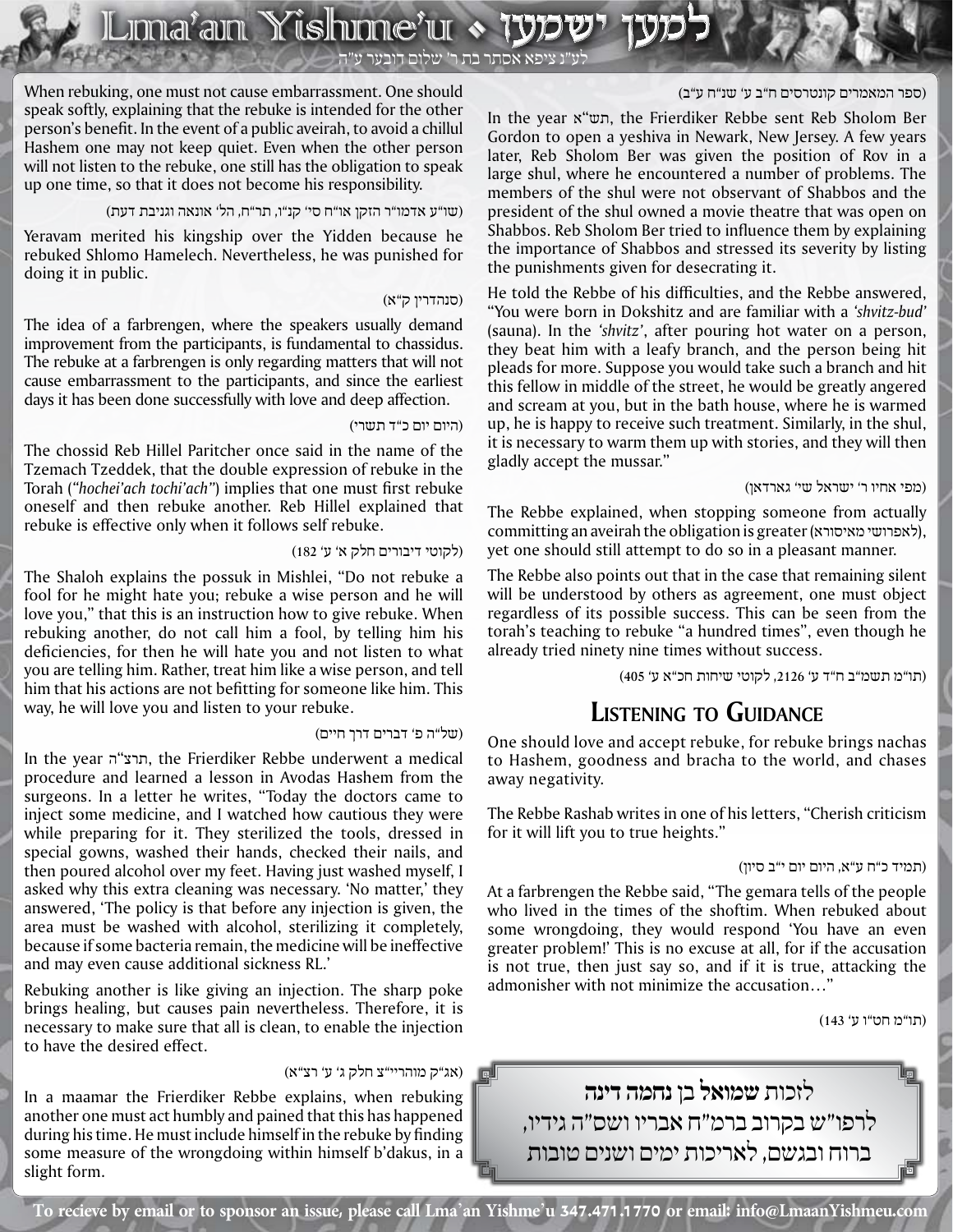When rebuking, one must not cause embarrassment. One should speak softly, explaining that the rebuke is intended for the other person's benefit. In the event of a public aveirah, to avoid a chillul Hashem one may not keep quiet. Even when the other person will not listen to the rebuke, one still has the obligation to speak up one time, so that it does not become his responsibility.

(שו"ע אדמו"ר הזקן או"ח סי' קנ"ו, תר"ח, הל' אונאה וגניבת דעת)

Yeravam merited his kingship over the Yidden because he rebuked Shlomo Hamelech. Nevertheless, he was punished for doing it in public.

(סנהדרין ק"א)

The idea of a farbrengen, where the speakers usually demand improvement from the participants, is fundamental to chassidus. The rebuke at a farbrengen is only regarding matters that will not cause embarrassment to the participants, and since the earliest days it has been done successfully with love and deep affection.

(היום יום כ"ד תשרי)

The chossid Reb Hillel Paritcher once said in the name of the Tzemach Tzeddek, that the double expression of rebuke in the Torah (*"hochei'ach tochi'ach"*) implies that one must first rebuke oneself and then rebuke another. Reb Hillel explained that rebuke is effective only when it follows self rebuke.

(לקוטי דיבורים חלק א' ע' 182)

The Shaloh explains the possuk in Mishlei, "Do not rebuke a fool for he might hate you; rebuke a wise person and he will love you," that this is an instruction how to give rebuke. When rebuking another, do not call him a fool, by telling him his deficiencies, for then he will hate you and not listen to what you are telling him. Rather, treat him like a wise person, and tell him that his actions are not befitting for someone like him. This way, he will love you and listen to your rebuke.

(של"ה פ' דברים דרך חיים)

In the year תרצ"ה, the Frierdiker Rebbe underwent a medical procedure and learned a lesson in Avodas Hashem from the surgeons. In a letter he writes, "Today the doctors came to inject some medicine, and I watched how cautious they were while preparing for it. They sterilized the tools, dressed in special gowns, washed their hands, checked their nails, and then poured alcohol over my feet. Having just washed myself, I asked why this extra cleaning was necessary. 'No matter,' they answered, 'The policy is that before any injection is given, the area must be washed with alcohol, sterilizing it completely, because if some bacteria remain, the medicine will be ineffective and may even cause additional sickness RL.'

Rebuking another is like giving an injection. The sharp poke brings healing, but causes pain nevertheless. Therefore, it is necessary to make sure that all is clean, to enable the injection to have the desired effect.

(אג"ק מוהריי"צ חלק ג' ע' רצ"א)

In a maamar the Frierdiker Rebbe explains, when rebuking another one must act humbly and pained that this has happened during his time. He must include himself in the rebuke by finding some measure of the wrongdoing within himself b'dakus, in a slight form.

(ספר המאמרים קונטרסים ח"ב ע' שנ"ח ע"ב)

In the year תש"א, the Frierdiker Rebbe sent Reb Sholom Ber Gordon to open a yeshiva in Newark, New Jersey. A few years later, Reb Sholom Ber was given the position of Rov in a large shul, where he encountered a number of problems. The members of the shul were not observant of Shabbos and the president of the shul owned a movie theatre that was open on Shabbos. Reb Sholom Ber tried to influence them by explaining the importance of Shabbos and stressed its severity by listing the punishments given for desecrating it.

He told the Rebbe of his difficulties, and the Rebbe answered, "You were born in Dokshitz and are familiar with a *'shvitz-bud'* (sauna). In the *'shvitz'*, after pouring hot water on a person, they beat him with a leafy branch, and the person being hit pleads for more. Suppose you would take such a branch and hit this fellow in middle of the street, he would be greatly angered and scream at you, but in the bath house, where he is warmed up, he is happy to receive such treatment. Similarly, in the shul, it is necessary to warm them up with stories, and they will then gladly accept the mussar."

(מפי אחיו ר' ישראל שי' גארדאן)

The Rebbe explained, when stopping someone from actually committing an aveirah the obligation is greater (לאפרושי מאיסורא), yet one should still attempt to do so in a pleasant manner.

The Rebbe also points out that in the case that remaining silent will be understood by others as agreement, one must object regardless of its possible success. This can be seen from the torah's teaching to rebuke "a hundred times", even though he already tried ninety nine times without success.

(תו"מ תשמ"ב ח"ד ע' 2126, לקוטי שיחות חכ"א ע' 405)

## Listening to Guidance

One should love and accept rebuke, for rebuke brings nachas to Hashem, goodness and bracha to the world, and chases away negativity.

The Rebbe Rashab writes in one of his letters, "Cherish criticism for it will lift you to true heights."

(תמיד כ"ח ע"א, היום יום י"ב סיון)

At a farbrengen the Rebbe said, "The gemara tells of the people who lived in the times of the shoftim. When rebuked about some wrongdoing, they would respond 'You have an even greater problem!' This is no excuse at all, for if the accusation is not true, then just say so, and if it is true, attacking the admonisher with not minimize the accusation…"

(תו"מ חט"ו ע' 143)

**לזכות שמואל בן נחמה דינה**

לרפו"ש בקרוב ברמ"ח אבריו ושס"ה גידיו,

ברוח ובגשם, לאריכות ימים ושנים טובות

**To recieve by email or to sponsor an issue, please call Lma'an Yishme'u 347.471.1770 or email: info@LmaanYishmeu.com**